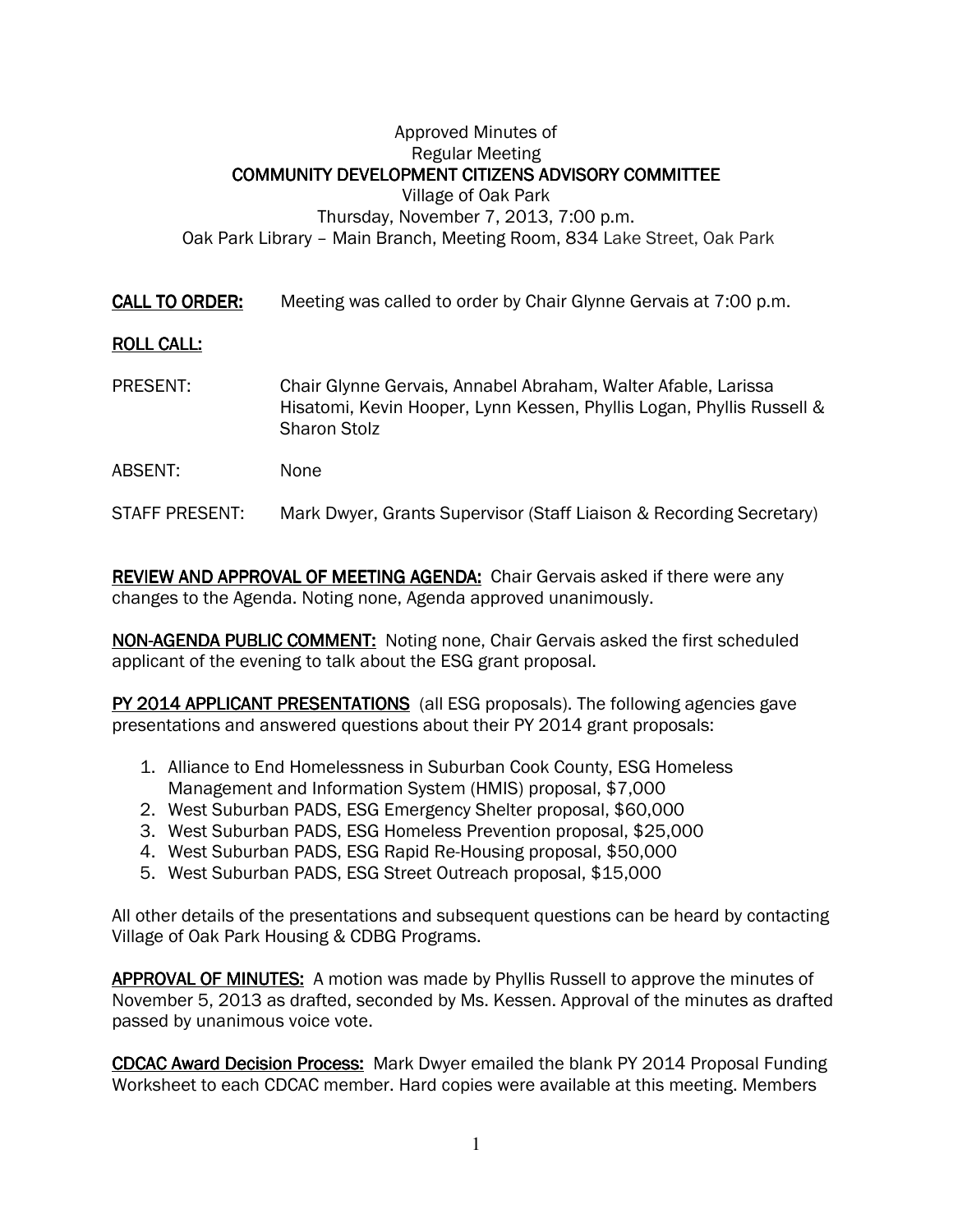Approved Minutes of
Regular Meeting
**COMMUNITY DEVELOPMENT CITIZENS ADVISORY COMMITTEE**
Village of Oak Park
Thursday, November 7, 2013, 7:00 p.m.
Oak Park Library – Main Branch, Meeting Room, 834 Lake Street, Oak Park

**CALL TO ORDER:** Meeting was called to order by Chair Glynne Gervais at 7:00 p.m.

**ROLL CALL:**

PRESENT: Chair Glynne Gervais, Annabel Abraham, Walter Afable, Larissa Hisatomi, Kevin Hooper, Lynn Kessen, Phyllis Logan, Phyllis Russell & Sharon Stolz

ABSENT: None

STAFF PRESENT: Mark Dwyer, Grants Supervisor (Staff Liaison & Recording Secretary)

**REVIEW AND APPROVAL OF MEETING AGENDA:** Chair Gervais asked if there were any changes to the Agenda. Noting none, Agenda approved unanimously.

**NON-AGENDA PUBLIC COMMENT:** Noting none, Chair Gervais asked the first scheduled applicant of the evening to talk about the ESG grant proposal.

**PY 2014 APPLICANT PRESENTATIONS** (all ESG proposals). The following agencies gave presentations and answered questions about their PY 2014 grant proposals:

1. Alliance to End Homelessness in Suburban Cook County, ESG Homeless Management and Information System (HMIS) proposal, $7,000
2. West Suburban PADS, ESG Emergency Shelter proposal, $60,000
3. West Suburban PADS, ESG Homeless Prevention proposal, $25,000
4. West Suburban PADS, ESG Rapid Re-Housing proposal, $50,000
5. West Suburban PADS, ESG Street Outreach proposal, $15,000

All other details of the presentations and subsequent questions can be heard by contacting Village of Oak Park Housing & CDBG Programs.

**APPROVAL OF MINUTES:** A motion was made by Phyllis Russell to approve the minutes of November 5, 2013 as drafted, seconded by Ms. Kessen. Approval of the minutes as drafted passed by unanimous voice vote.

**CDCAC Award Decision Process:** Mark Dwyer emailed the blank PY 2014 Proposal Funding Worksheet to each CDCAC member. Hard copies were available at this meeting. Members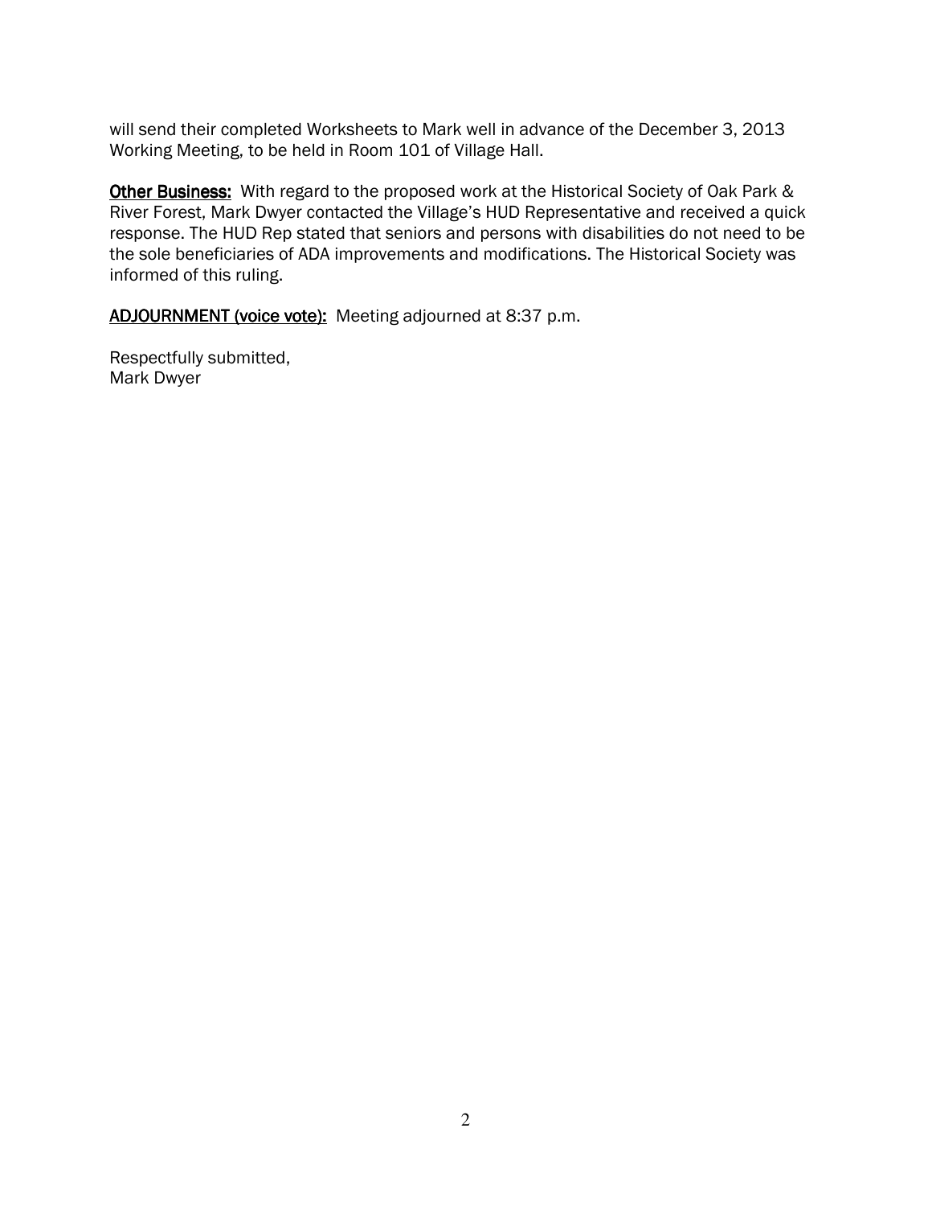will send their completed Worksheets to Mark well in advance of the December 3, 2013 Working Meeting, to be held in Room 101 of Village Hall.

**Other Business:** With regard to the proposed work at the Historical Society of Oak Park & River Forest, Mark Dwyer contacted the Village's HUD Representative and received a quick response. The HUD Rep stated that seniors and persons with disabilities do not need to be the sole beneficiaries of ADA improvements and modifications. The Historical Society was informed of this ruling.

**ADJOURNMENT (voice vote):** Meeting adjourned at 8:37 p.m.

Respectfully submitted,
Mark Dwyer